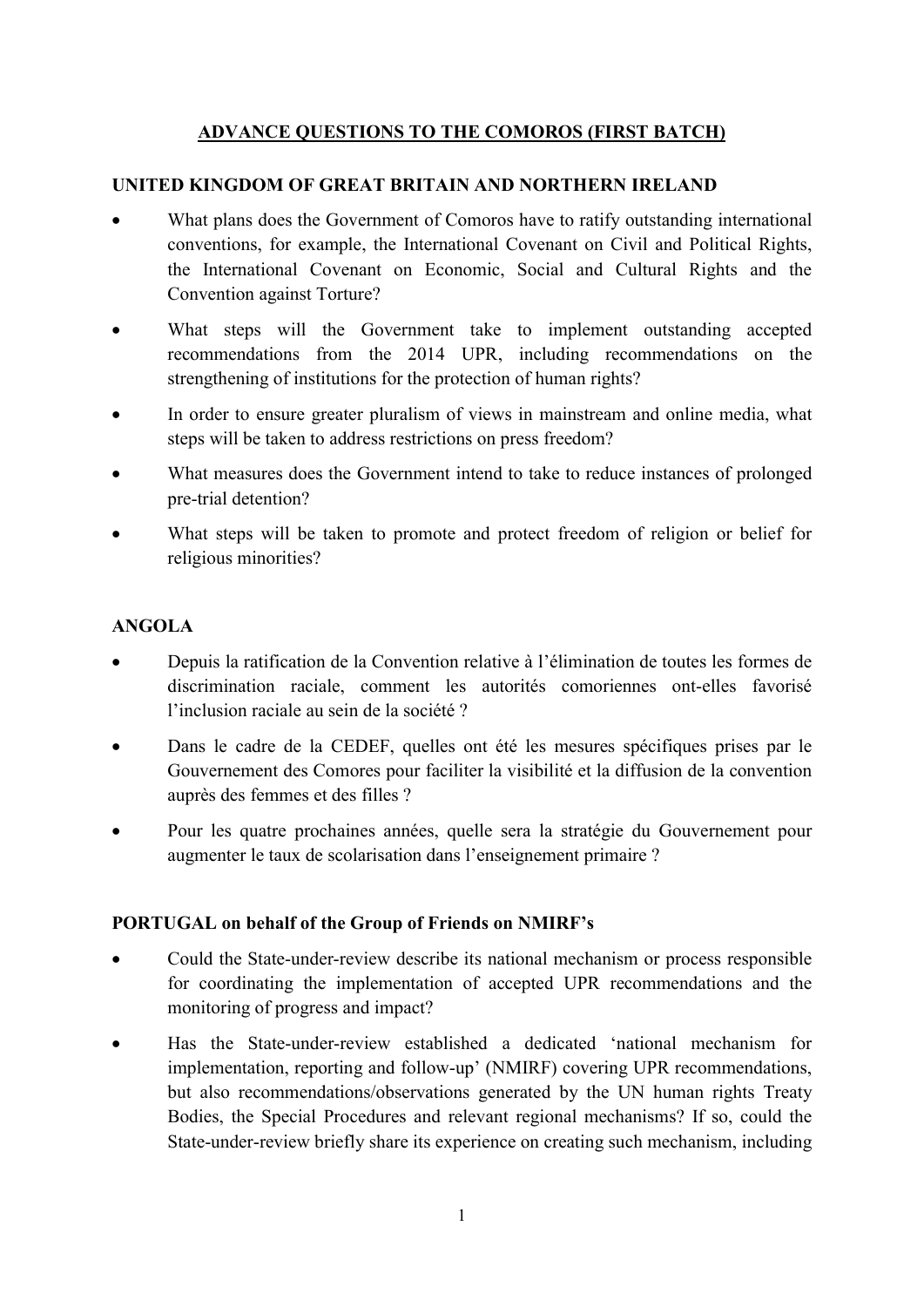# ADVANCE QUESTIONS TO THE COMOROS (FIRST BATCH)

## UNITED KINGDOM OF GREAT BRITAIN AND NORTHERN IRELAND

- What plans does the Government of Comoros have to ratify outstanding international conventions, for example, the International Covenant on Civil and Political Rights, the International Covenant on Economic, Social and Cultural Rights and the Convention against Torture?
- What steps will the Government take to implement outstanding accepted recommendations from the 2014 UPR, including recommendations on the strengthening of institutions for the protection of human rights?
- In order to ensure greater pluralism of views in mainstream and online media, what steps will be taken to address restrictions on press freedom?
- What measures does the Government intend to take to reduce instances of prolonged pre-trial detention?
- What steps will be taken to promote and protect freedom of religion or belief for religious minorities?

## ANGOLA

- Depuis la ratification de la Convention relative à l'élimination de toutes les formes de discrimination raciale, comment les autorités comoriennes ont-elles favorisé l'inclusion raciale au sein de la société ?
- Dans le cadre de la CEDEF, quelles ont été les mesures spécifiques prises par le Gouvernement des Comores pour faciliter la visibilité et la diffusion de la convention auprès des femmes et des filles ?
- Pour les quatre prochaines années, quelle sera la stratégie du Gouvernement pour augmenter le taux de scolarisation dans l'enseignement primaire ?

## PORTUGAL on behalf of the Group of Friends on NMIRF's

- Could the State-under-review describe its national mechanism or process responsible for coordinating the implementation of accepted UPR recommendations and the monitoring of progress and impact?
- Has the State-under-review established a dedicated 'national mechanism for implementation, reporting and follow-up' (NMIRF) covering UPR recommendations, but also recommendations/observations generated by the UN human rights Treaty Bodies, the Special Procedures and relevant regional mechanisms? If so, could the State-under-review briefly share its experience on creating such mechanism, including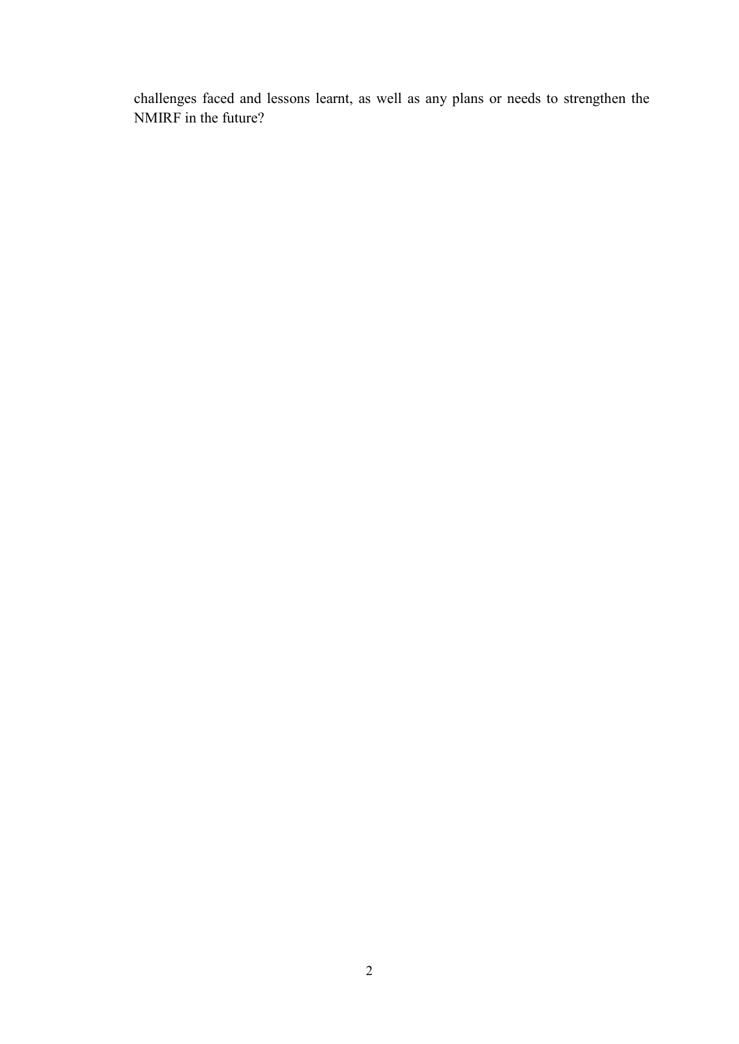challenges faced and lessons learnt, as well as any plans or needs to strengthen the NMIRF in the future?